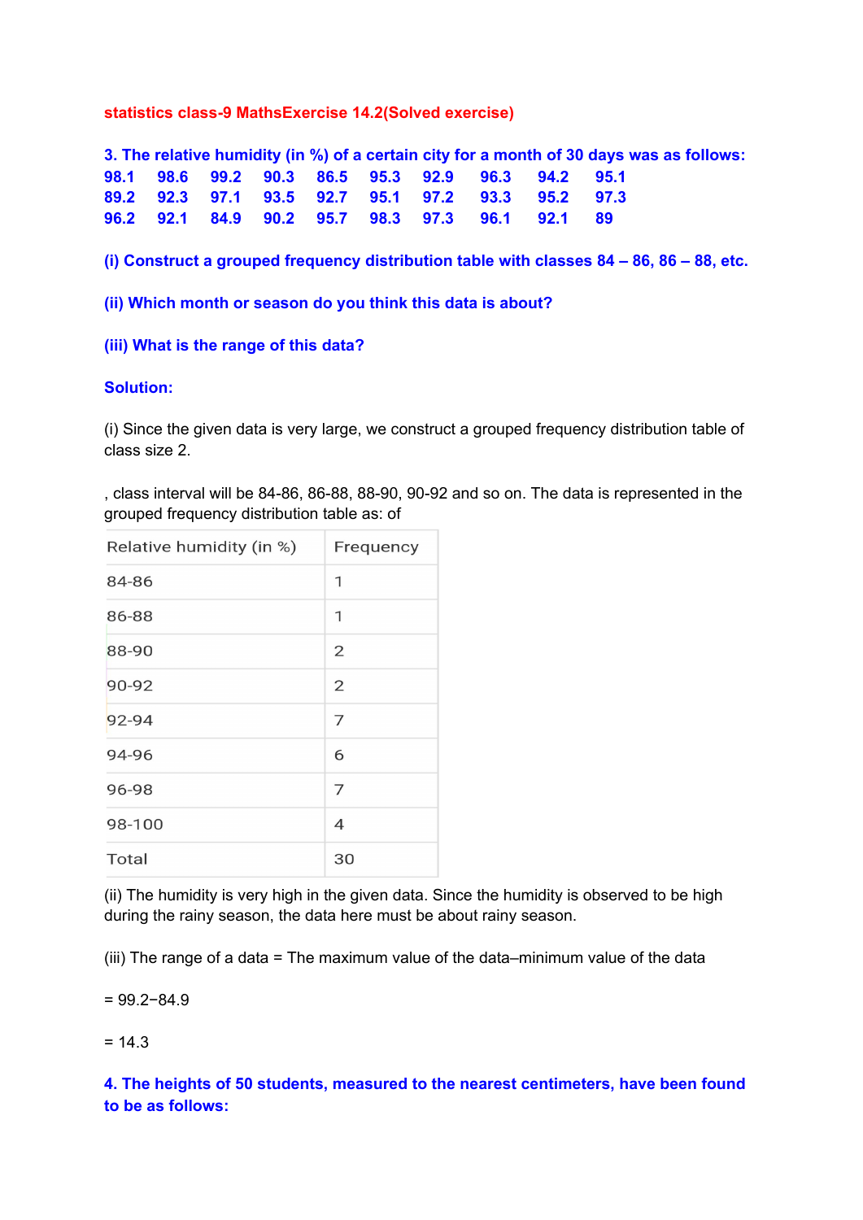**statistics class-9 MathsExercise 14.2(Solved exercise)**

**3. The relative humidity (in %) of a certain city for a month of 30 days was as follows:**

| | | | | | | | | | |
|---|---|---|---|---|---|---|---|---|---|
| 98.1 | 98.6 | 99.2 | 90.3 | 86.5 | 95.3 | 92.9 | 96.3 | 94.2 | 95.1 |
| 89.2 | 92.3 | 97.1 | 93.5 | 92.7 | 95.1 | 97.2 | 93.3 | 95.2 | 97.3 |
| 96.2 | 92.1 | 84.9 | 90.2 | 95.7 | 98.3 | 97.3 | 96.1 | 92.1 | 89 |

**(i) Construct a grouped frequency distribution table with classes 84 – 86, 86 – 88, etc.**

**(ii) Which month or season do you think this data is about?**

**(iii) What is the range of this data?**

**Solution:**

(i) Since the given data is very large, we construct a grouped frequency distribution table of class size 2.

, class interval will be 84-86, 86-88, 88-90, 90-92 and so on. The data is represented in the grouped frequency distribution table as: of

| Relative humidity (in %) | Frequency |
|---|---|
| 84-86 | 1 |
| 86-88 | 1 |
| 88-90 | 2 |
| 90-92 | 2 |
| 92-94 | 7 |
| 94-96 | 6 |
| 96-98 | 7 |
| 98-100 | 4 |
| Total | 30 |

(ii) The humidity is very high in the given data. Since the humidity is observed to be high during the rainy season, the data here must be about rainy season.

(iii) The range of a data = The maximum value of the data–minimum value of the data

$= 99.2 - 84.9$

$= 14.3$

**4. The heights of 50 students, measured to the nearest centimeters, have been found to be as follows:**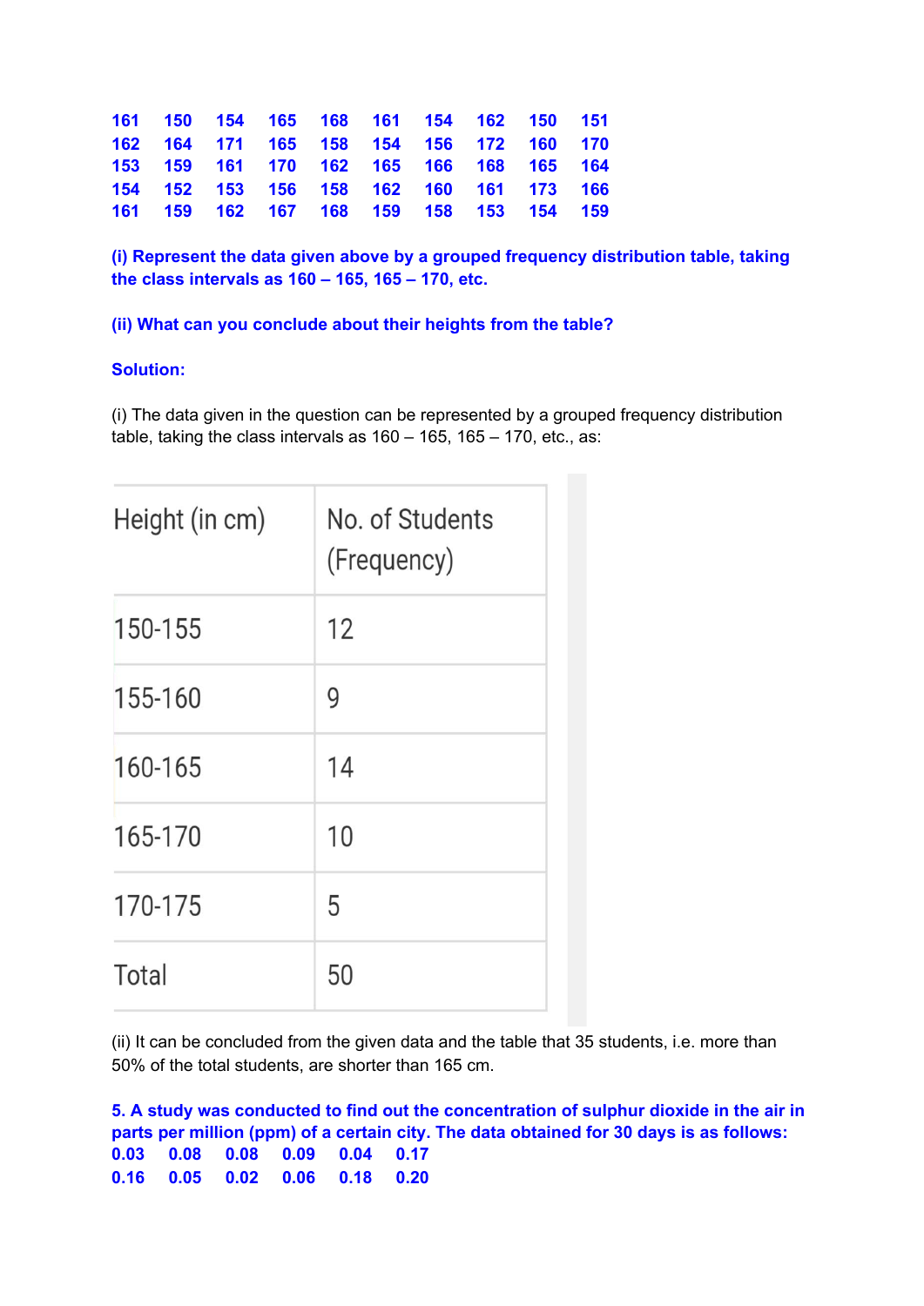**161 150 154 165 168 161 154 162 150 151**
**162 164 171 165 158 154 156 172 160 170**
**153 159 161 170 162 165 166 168 165 164**
**154 152 153 156 158 162 160 161 173 166**
**161 159 162 167 168 159 158 153 154 159**

**(i) Represent the data given above by a grouped frequency distribution table, taking the class intervals as 160 – 165, 165 – 170, etc.**

**(ii) What can you conclude about their heights from the table?**

**Solution:**

(i) The data given in the question can be represented by a grouped frequency distribution table, taking the class intervals as 160 – 165, 165 – 170, etc., as:

| Height (in cm) | No. of Students (Frequency) |
|---|---|
| 150-155 | 12 |
| 155-160 | 9 |
| 160-165 | 14 |
| 165-170 | 10 |
| 170-175 | 5 |
| Total | 50 |

(ii) It can be concluded from the given data and the table that 35 students, i.e. more than 50% of the total students, are shorter than 165 cm.

**5. A study was conducted to find out the concentration of sulphur dioxide in the air in parts per million (ppm) of a certain city. The data obtained for 30 days is as follows:**
**0.03 0.08 0.08 0.09 0.04 0.17**
**0.16 0.05 0.02 0.06 0.18 0.20**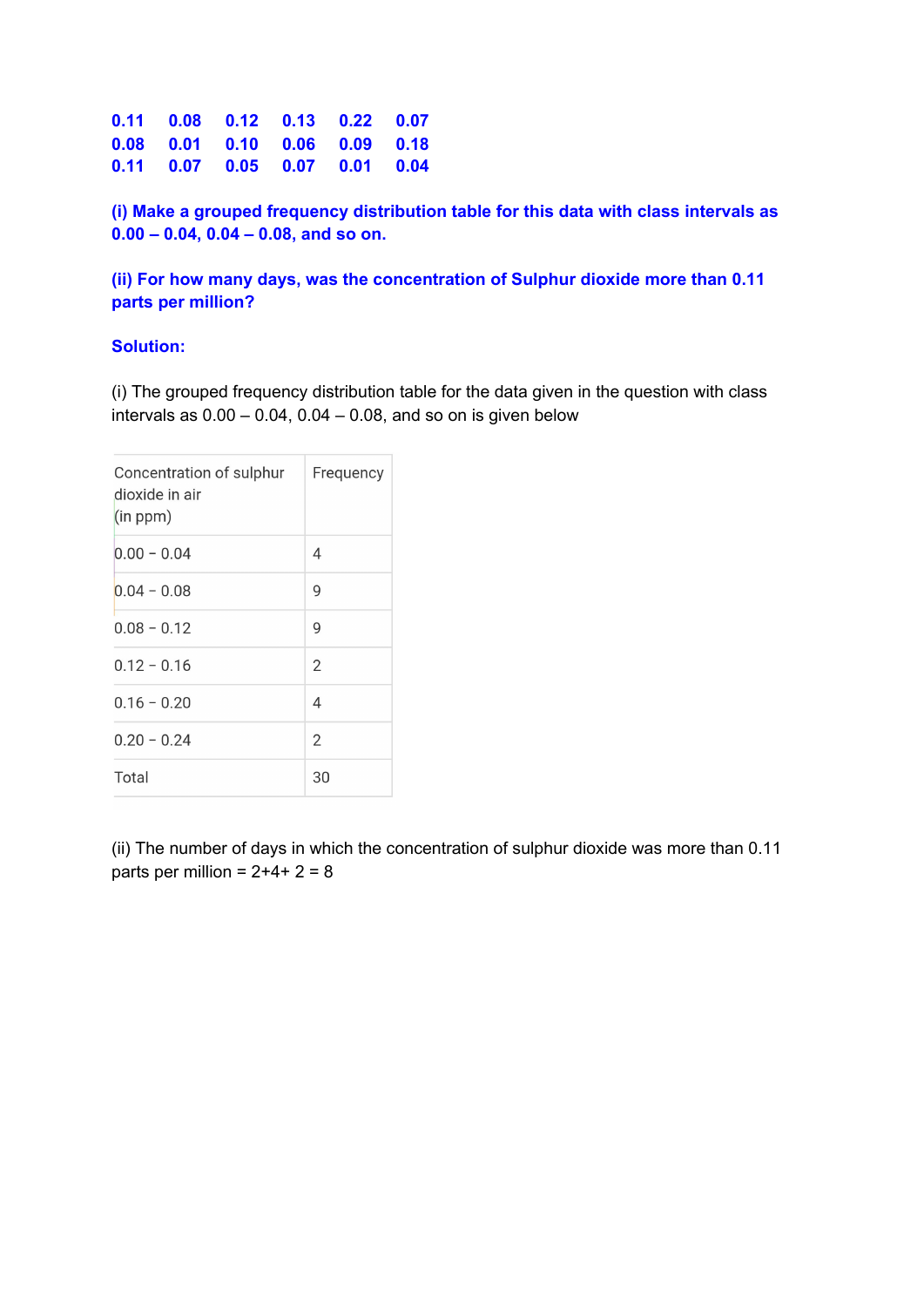**0.11 0.08 0.12 0.13 0.22 0.07**
**0.08 0.01 0.10 0.06 0.09 0.18**
**0.11 0.07 0.05 0.07 0.01 0.04**

**(i) Make a grouped frequency distribution table for this data with class intervals as 0.00 – 0.04, 0.04 – 0.08, and so on.**

**(ii) For how many days, was the concentration of Sulphur dioxide more than 0.11 parts per million?**

**Solution:**

(i) The grouped frequency distribution table for the data given in the question with class intervals as 0.00 – 0.04, 0.04 – 0.08, and so on is given below

| Concentration of sulphur dioxide in air (in ppm) | Frequency |
|---|---|
| 0.00 - 0.04 | 4 |
| 0.04 - 0.08 | 9 |
| 0.08 - 0.12 | 9 |
| 0.12 - 0.16 | 2 |
| 0.16 - 0.20 | 4 |
| 0.20 - 0.24 | 2 |
| Total | 30 |

(ii) The number of days in which the concentration of sulphur dioxide was more than 0.11 parts per million = 2+4+ 2 = 8